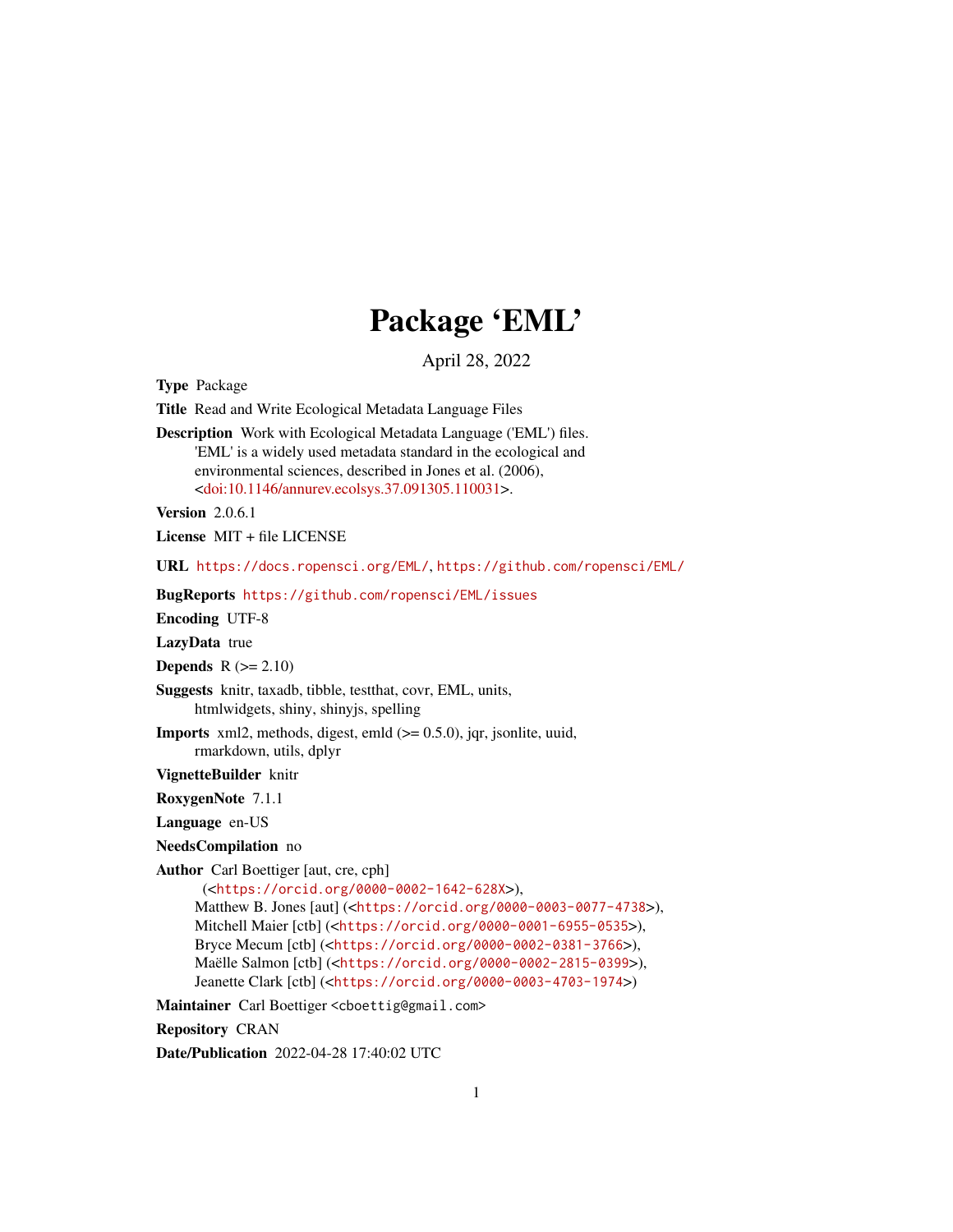# Package 'EML'

April 28, 2022

**Type** Package

**Title** Read and Write Ecological Metadata Language Files

**Description** Work with Ecological Metadata Language ('EML') files. 'EML' is a widely used metadata standard in the ecological and environmental sciences, described in Jones et al. (2006), <doi:10.1146/annurev.ecolsys.37.091305.110031>.

**Version** 2.0.6.1

**License** MIT + file LICENSE

**URL** https://docs.ropensci.org/EML/, https://github.com/ropensci/EML/

**BugReports** https://github.com/ropensci/EML/issues

**Encoding** UTF-8

**LazyData** true

**Depends** R (>= 2.10)

**Suggests** knitr, taxadb, tibble, testthat, covr, EML, units, htmlwidgets, shiny, shinyjs, spelling

**Imports** xml2, methods, digest, emld (>= 0.5.0), jqr, jsonlite, uuid, rmarkdown, utils, dplyr

**VignetteBuilder** knitr

**RoxygenNote** 7.1.1

**Language** en-US

**NeedsCompilation** no

**Author** Carl Boettiger [aut, cre, cph] (<https://orcid.org/0000-0002-1642-628X>), Matthew B. Jones [aut] (<https://orcid.org/0000-0003-0077-4738>), Mitchell Maier [ctb] (<https://orcid.org/0000-0001-6955-0535>), Bryce Mecum [ctb] (<https://orcid.org/0000-0002-0381-3766>), Maëlle Salmon [ctb] (<https://orcid.org/0000-0002-2815-0399>), Jeanette Clark [ctb] (<https://orcid.org/0000-0003-4703-1974>)

**Maintainer** Carl Boettiger <cboettig@gmail.com>

**Repository** CRAN

**Date/Publication** 2022-04-28 17:40:02 UTC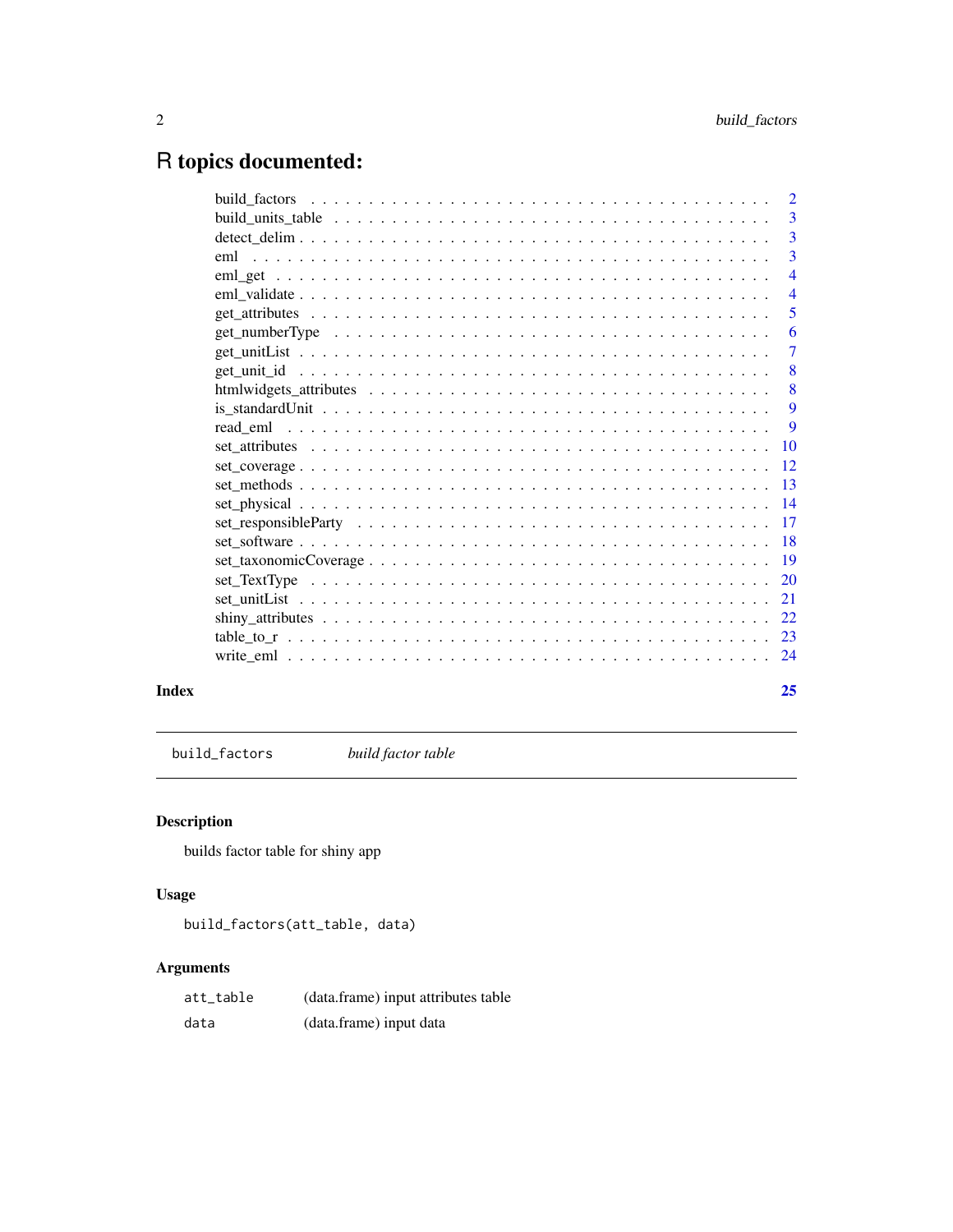# R topics documented:

| | |
|---|---|
| build_factors | 2 |
| build_units_table | 3 |
| detect_delim | 3 |
| eml | 3 |
| eml_get | 4 |
| eml_validate | 4 |
| get_attributes | 5 |
| get_numberType | 6 |
| get_unitList | 7 |
| get_unit_id | 8 |
| htmlwidgets_attributes | 8 |
| is_standardUnit | 9 |
| read_eml | 9 |
| set_attributes | 10 |
| set_coverage | 12 |
| set_methods | 13 |
| set_physical | 14 |
| set_responsibleParty | 17 |
| set_software | 18 |
| set_taxonomicCoverage | 19 |
| set_TextType | 20 |
| set_unitList | 21 |
| shiny_attributes | 22 |
| table_to_r | 23 |
| write_eml | 24 |

**Index** **25**

---

`build_factors` *build factor table*

---

## Description

builds factor table for shiny app

## Usage

```
build_factors(att_table, data)
```

## Arguments

| | |
|---|---|
| `att_table` | (data.frame) input attributes table |
| `data` | (data.frame) input data |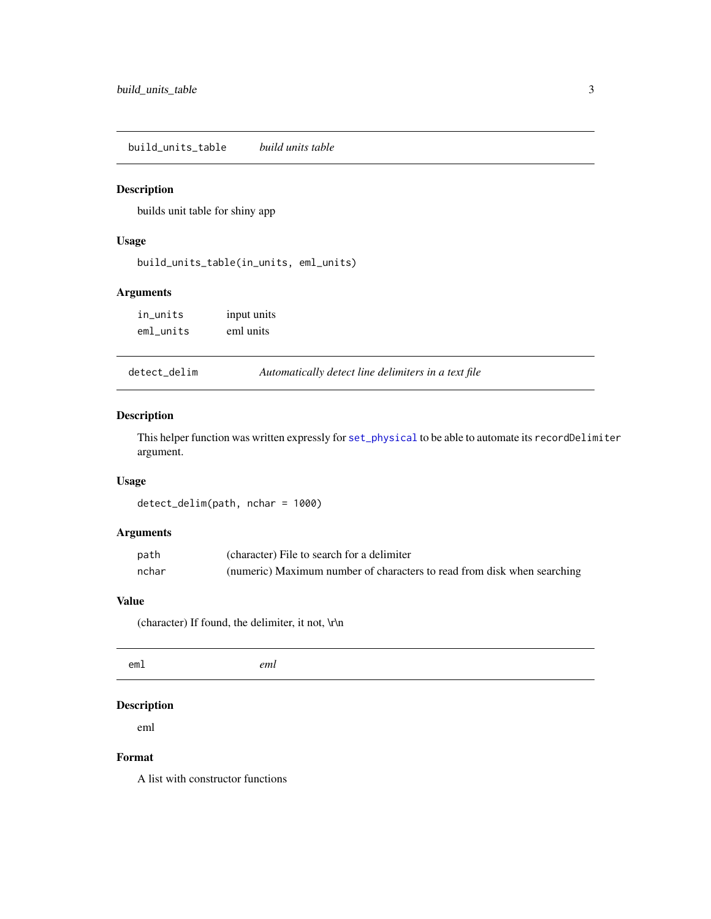## build_units_table *build units table*

### Description

builds unit table for shiny app

### Usage

```
build_units_table(in_units, eml_units)
```

### Arguments

| | |
|---|---|
| `in_units` | input units |
| `eml_units` | eml units |

## detect_delim *Automatically detect line delimiters in a text file*

### Description

This helper function was written expressly for `set_physical` to be able to automate its `recordDelimiter` argument.

### Usage

```
detect_delim(path, nchar = 1000)
```

### Arguments

| | |
|---|---|
| `path` | (character) File to search for a delimiter |
| `nchar` | (numeric) Maximum number of characters to read from disk when searching |

### Value

(character) If found, the delimiter, it not, \r\n

## eml *eml*

### Description

eml

### Format

A list with constructor functions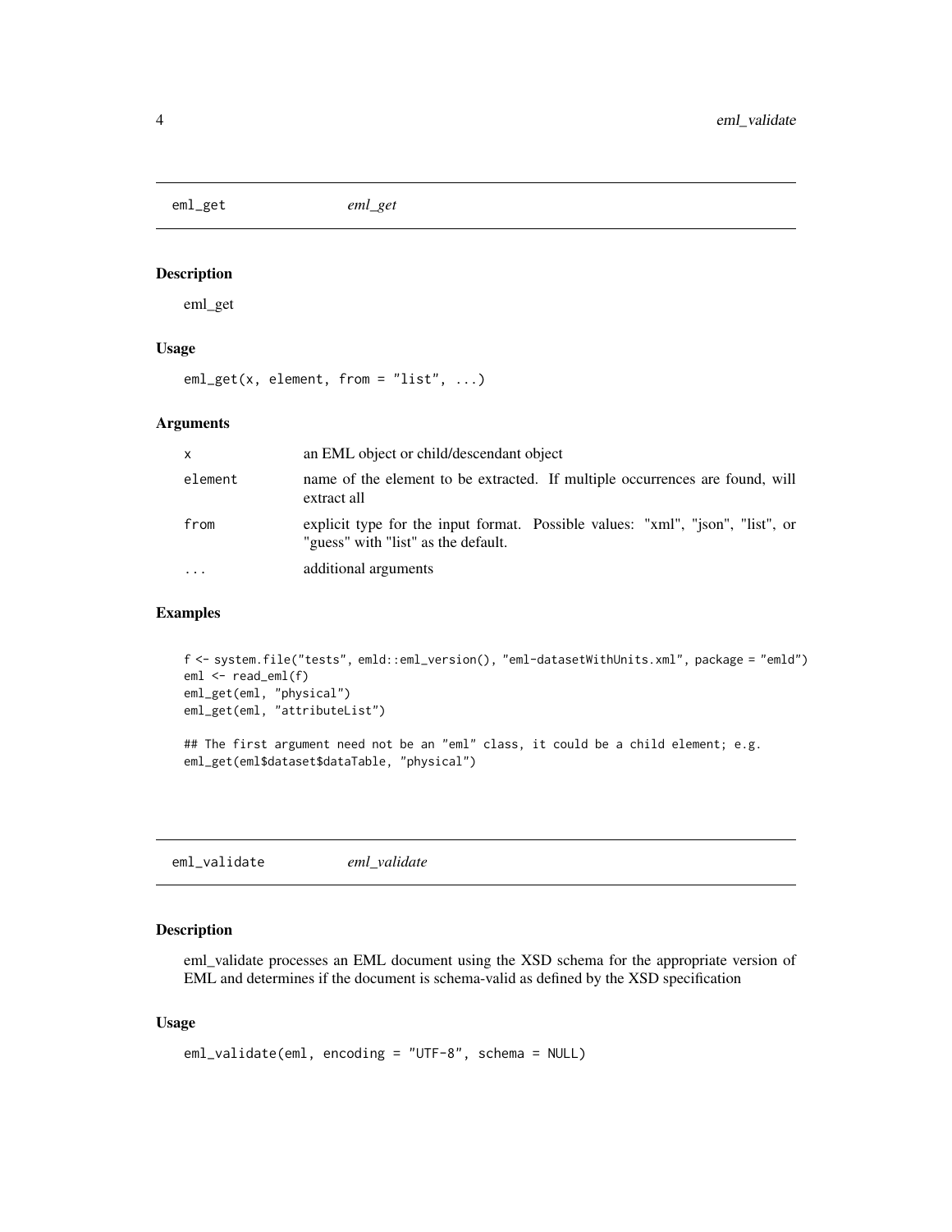## eml_get    *eml_get*

### Description

eml_get

### Usage

```
eml_get(x, element, from = "list", ...)
```

### Arguments

| | |
|---|---|
| x | an EML object or child/descendant object |
| element | name of the element to be extracted. If multiple occurrences are found, will extract all |
| from | explicit type for the input format. Possible values: "xml", "json", "list", or "guess" with "list" as the default. |
| ... | additional arguments |

### Examples

```
f <- system.file("tests", emld::eml_version(), "eml-datasetWithUnits.xml", package = "emld")
eml <- read_eml(f)
eml_get(eml, "physical")
eml_get(eml, "attributeList")

## The first argument need not be an "eml" class, it could be a child element; e.g.
eml_get(eml$dataset$dataTable, "physical")
```

## eml_validate    *eml_validate*

### Description

eml_validate processes an EML document using the XSD schema for the appropriate version of EML and determines if the document is schema-valid as defined by the XSD specification

### Usage

```
eml_validate(eml, encoding = "UTF-8", schema = NULL)
```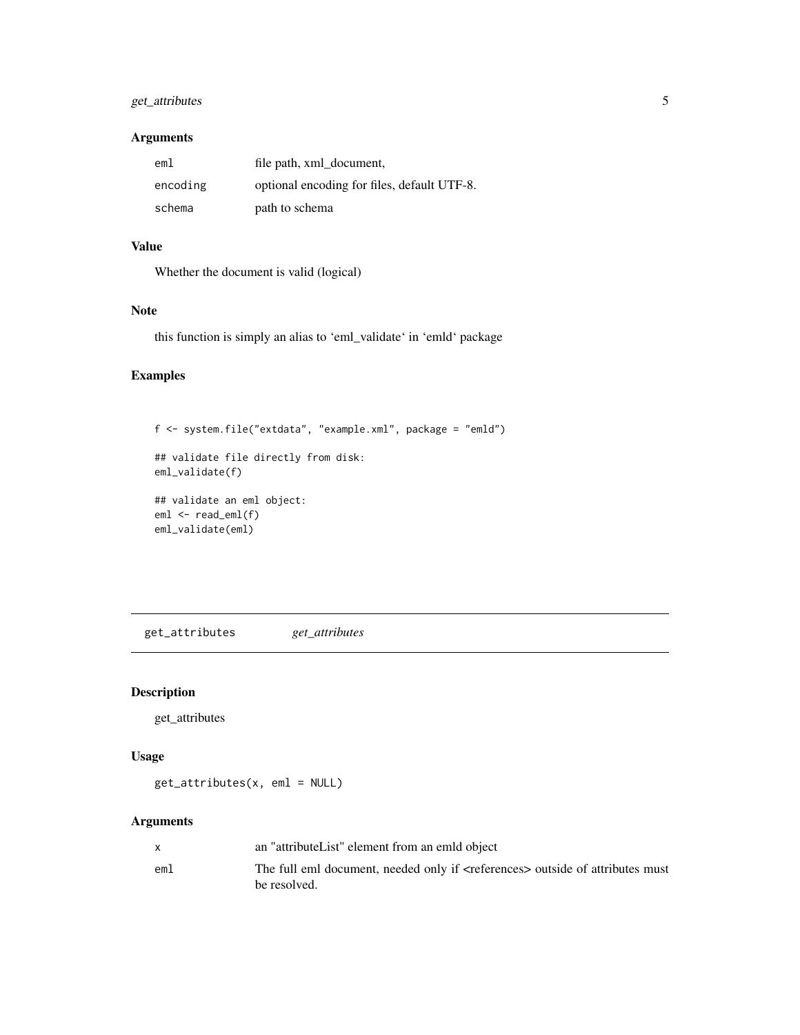## Arguments

| | |
|---|---|
| `eml` | file path, xml_document, |
| `encoding` | optional encoding for files, default UTF-8. |
| `schema` | path to schema |

## Value

Whether the document is valid (logical)

## Note

this function is simply an alias to 'eml_validate' in 'emld' package

## Examples

```
f <- system.file("extdata", "example.xml", package = "emld")

## validate file directly from disk:
eml_validate(f)

## validate an eml object:
eml <- read_eml(f)
eml_validate(eml)
```

---

# get_attributes *get_attributes*

## Description

get_attributes

## Usage

```
get_attributes(x, eml = NULL)
```

## Arguments

| | |
|---|---|
| `x` | an "attributeList" element from an emld object |
| `eml` | The full eml document, needed only if <references> outside of attributes must be resolved. |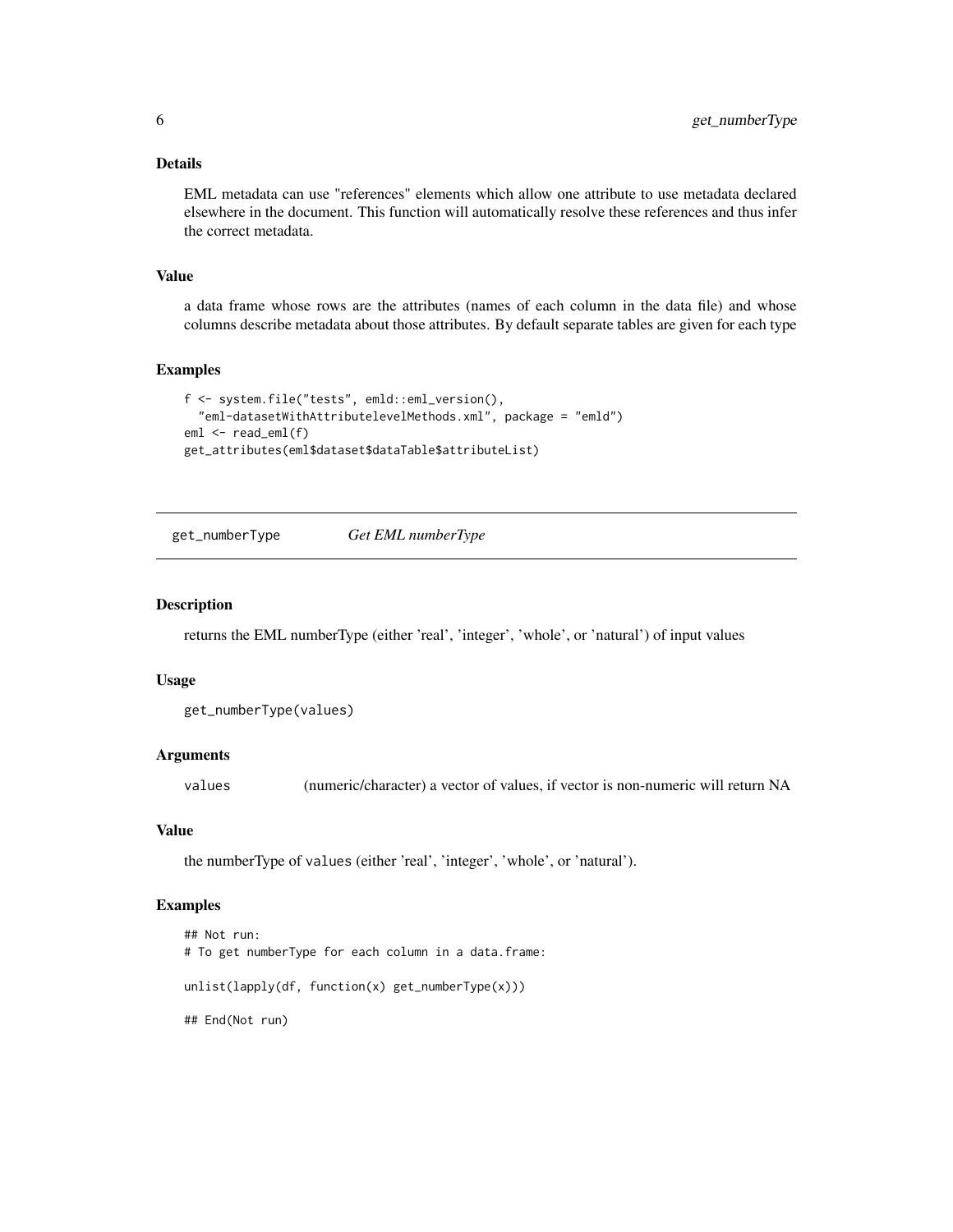### Details

EML metadata can use "references" elements which allow one attribute to use metadata declared elsewhere in the document. This function will automatically resolve these references and thus infer the correct metadata.

### Value

a data frame whose rows are the attributes (names of each column in the data file) and whose columns describe metadata about those attributes. By default separate tables are given for each type

### Examples

```
f <- system.file("tests", emld::eml_version(),
  "eml-datasetWithAttributelevelMethods.xml", package = "emld")
eml <- read_eml(f)
get_attributes(eml$dataset$dataTable$attributeList)
```

---

## get_numberType    *Get EML numberType*

### Description

returns the EML numberType (either 'real', 'integer', 'whole', or 'natural') of input values

### Usage

```
get_numberType(values)
```

### Arguments

| | |
|---|---|
| values | (numeric/character) a vector of values, if vector is non-numeric will return NA |

### Value

the numberType of `values` (either 'real', 'integer', 'whole', or 'natural').

### Examples

```
## Not run:
# To get numberType for each column in a data.frame:

unlist(lapply(df, function(x) get_numberType(x)))

## End(Not run)
```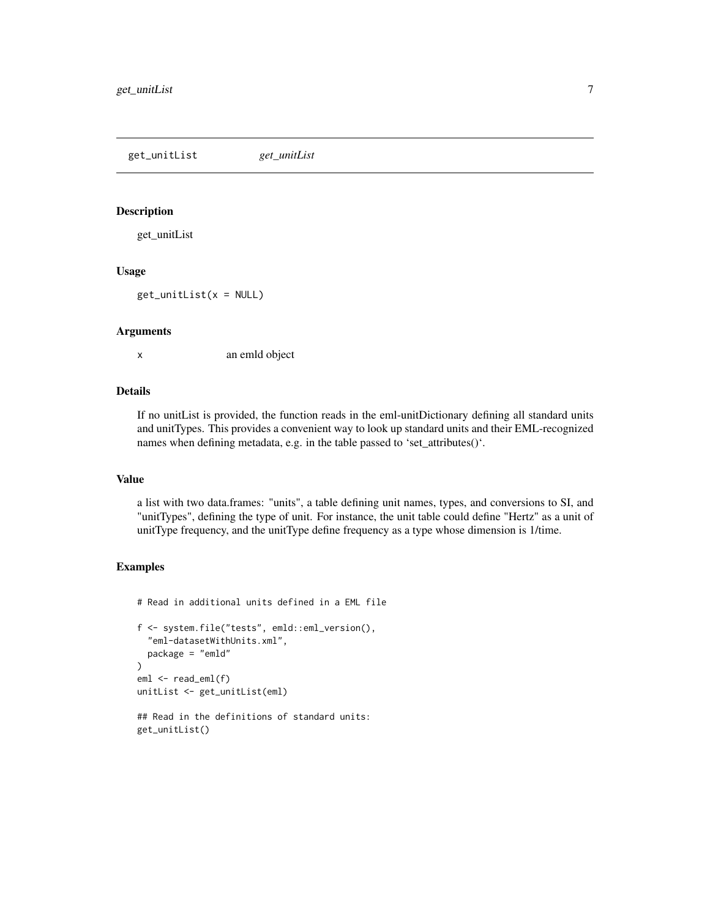## get_unitList *get_unitList*

### Description

get_unitList

### Usage

```
get_unitList(x = NULL)
```

### Arguments

| | |
|---|---|
| x | an emld object |

### Details

If no unitList is provided, the function reads in the eml-unitDictionary defining all standard units and unitTypes. This provides a convenient way to look up standard units and their EML-recognized names when defining metadata, e.g. in the table passed to 'set_attributes()'.

### Value

a list with two data.frames: "units", a table defining unit names, types, and conversions to SI, and "unitTypes", defining the type of unit. For instance, the unit table could define "Hertz" as a unit of unitType frequency, and the unitType define frequency as a type whose dimension is 1/time.

### Examples

```
# Read in additional units defined in a EML file

f <- system.file("tests", emld::eml_version(),
  "eml-datasetWithUnits.xml",
  package = "emld"
)
eml <- read_eml(f)
unitList <- get_unitList(eml)

## Read in the definitions of standard units:
get_unitList()
```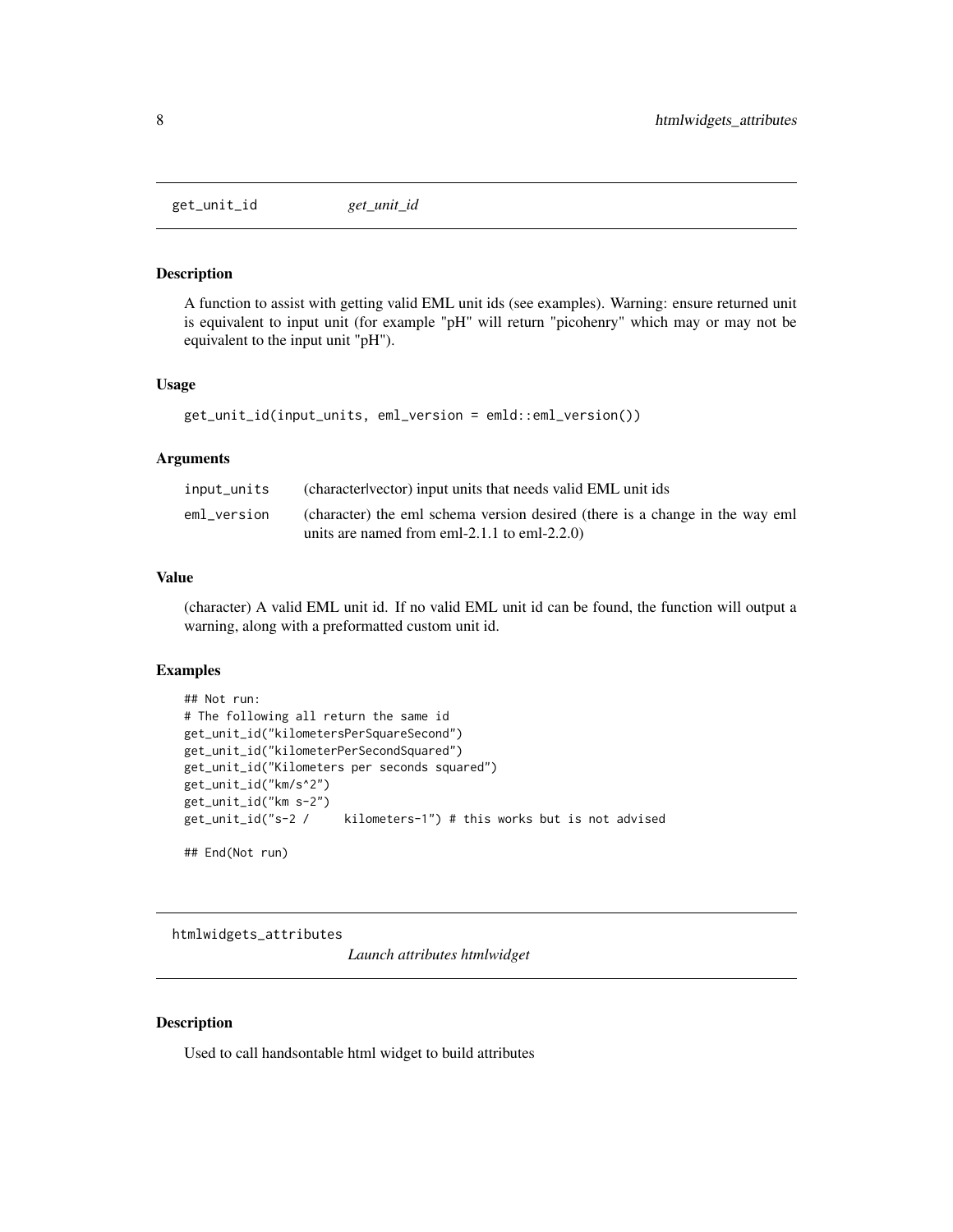## get_unit_id *get_unit_id*

### Description

A function to assist with getting valid EML unit ids (see examples). Warning: ensure returned unit is equivalent to input unit (for example "pH" will return "picohenry" which may or may not be equivalent to the input unit "pH").

### Usage

```
get_unit_id(input_units, eml_version = emld::eml_version())
```

### Arguments

| | |
|---|---|
| input_units | (character\|vector) input units that needs valid EML unit ids |
| eml_version | (character) the eml schema version desired (there is a change in the way eml units are named from eml-2.1.1 to eml-2.2.0) |

### Value

(character) A valid EML unit id. If no valid EML unit id can be found, the function will output a warning, along with a preformatted custom unit id.

### Examples

```
## Not run:
# The following all return the same id
get_unit_id("kilometersPerSquareSecond")
get_unit_id("kilometerPerSecondSquared")
get_unit_id("Kilometers per seconds squared")
get_unit_id("km/s^2")
get_unit_id("km s-2")
get_unit_id("s-2 /     kilometers-1") # this works but is not advised

## End(Not run)
```

## htmlwidgets_attributes *Launch attributes htmlwidget*

### Description

Used to call handsontable html widget to build attributes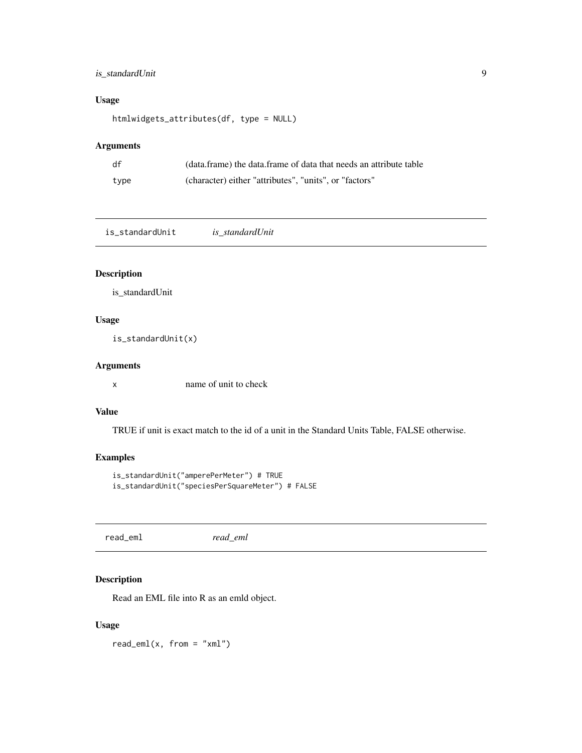### Usage

```
htmlwidgets_attributes(df, type = NULL)
```

### Arguments

| | |
|---|---|
| df | (data.frame) the data.frame of data that needs an attribute table |
| type | (character) either "attributes", "units", or "factors" |

---

## is_standardUnit    *is_standardUnit*

---

### Description

is_standardUnit

### Usage

```
is_standardUnit(x)
```

### Arguments

| | |
|---|---|
| x | name of unit to check |

### Value

TRUE if unit is exact match to the id of a unit in the Standard Units Table, FALSE otherwise.

### Examples

```
is_standardUnit("amperePerMeter") # TRUE
is_standardUnit("speciesPerSquareMeter") # FALSE
```

---

## read_eml    *read_eml*

---

### Description

Read an EML file into R as an emld object.

### Usage

```
read_eml(x, from = "xml")
```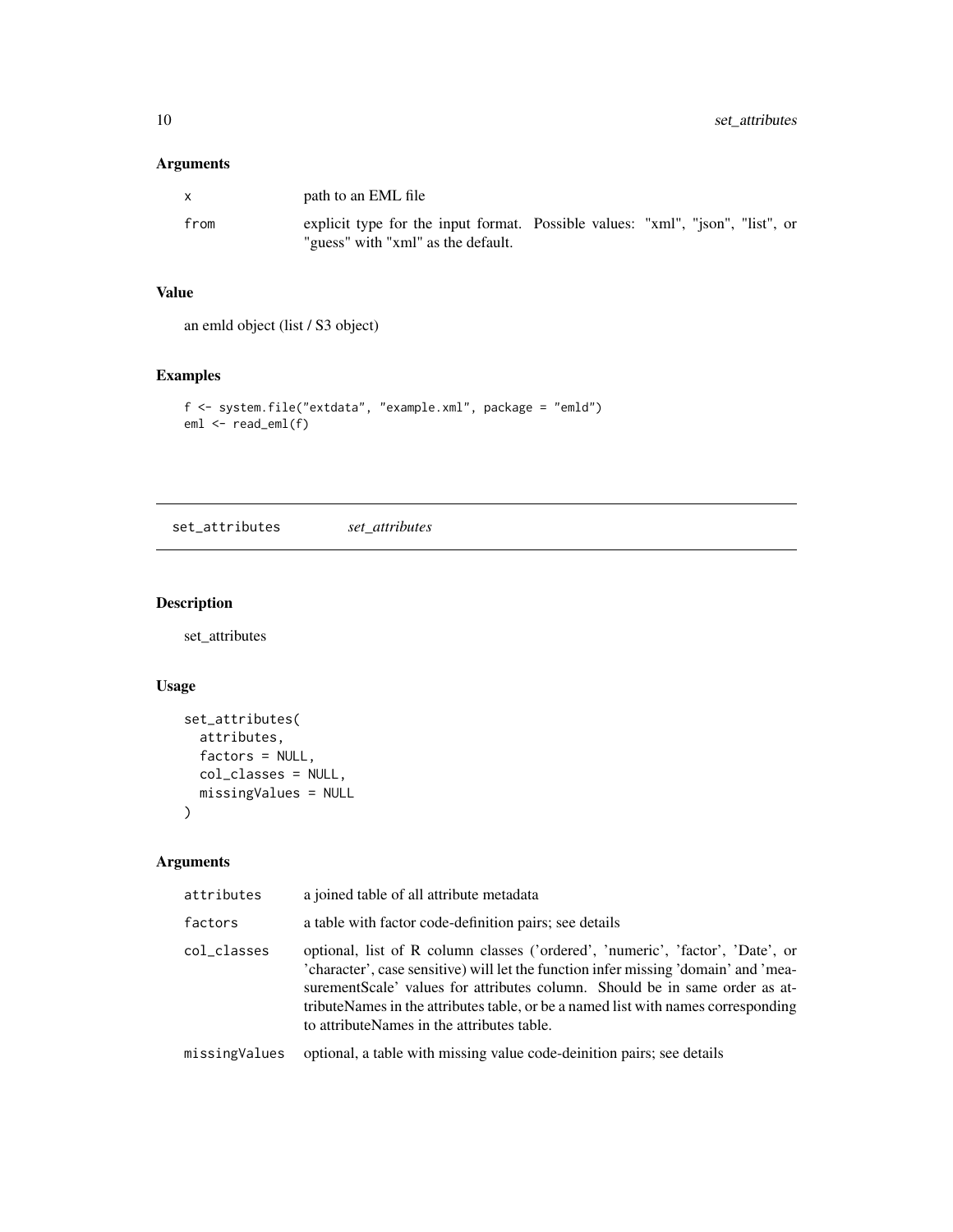## Arguments

| | |
|---|---|
| x | path to an EML file |
| from | explicit type for the input format. Possible values: "xml", "json", "list", or "guess" with "xml" as the default. |

## Value

an emld object (list / S3 object)

## Examples

```
f <- system.file("extdata", "example.xml", package = "emld")
eml <- read_eml(f)
```

---

# set_attributes *set_attributes*

---

## Description

set_attributes

## Usage

```
set_attributes(
  attributes,
  factors = NULL,
  col_classes = NULL,
  missingValues = NULL
)
```

## Arguments

| | |
|---|---|
| attributes | a joined table of all attribute metadata |
| factors | a table with factor code-definition pairs; see details |
| col_classes | optional, list of R column classes ('ordered', 'numeric', 'factor', 'Date', or 'character', case sensitive) will let the function infer missing 'domain' and 'measurementScale' values for attributes column. Should be in same order as attributeNames in the attributes table, or be a named list with names corresponding to attributeNames in the attributes table. |
| missingValues | optional, a table with missing value code-deinition pairs; see details |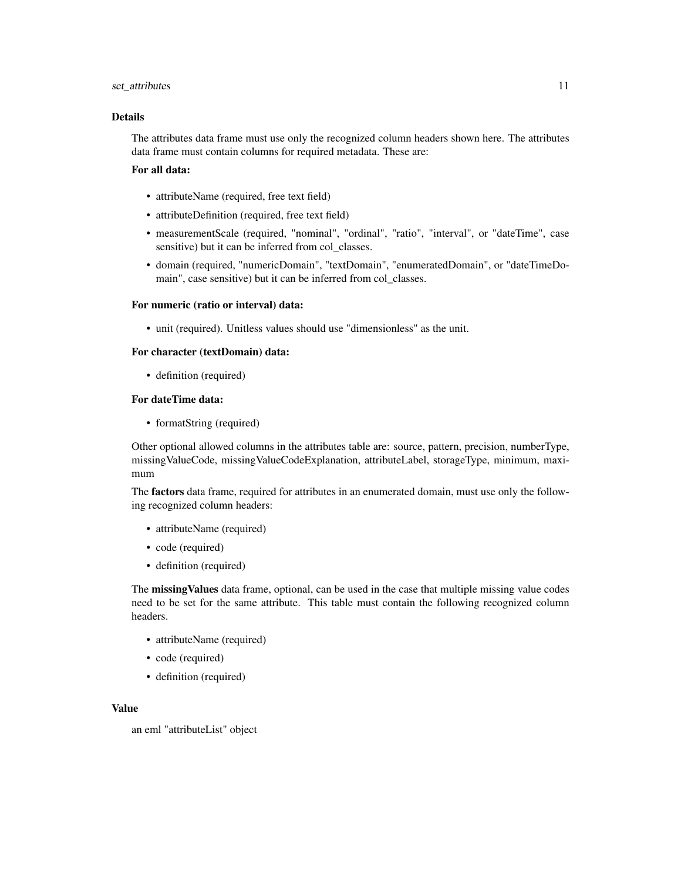## Details

The attributes data frame must use only the recognized column headers shown here. The attributes data frame must contain columns for required metadata. These are:

### For all data:

- attributeName (required, free text field)
- attributeDefinition (required, free text field)
- measurementScale (required, "nominal", "ordinal", "ratio", "interval", or "dateTime", case sensitive) but it can be inferred from col_classes.
- domain (required, "numericDomain", "textDomain", "enumeratedDomain", or "dateTimeDomain", case sensitive) but it can be inferred from col_classes.

### For numeric (ratio or interval) data:

- unit (required). Unitless values should use "dimensionless" as the unit.

### For character (textDomain) data:

- definition (required)

### For dateTime data:

- formatString (required)

Other optional allowed columns in the attributes table are: source, pattern, precision, numberType, missingValueCode, missingValueCodeExplanation, attributeLabel, storageType, minimum, maximum

The **factors** data frame, required for attributes in an enumerated domain, must use only the following recognized column headers:

- attributeName (required)
- code (required)
- definition (required)

The **missingValues** data frame, optional, can be used in the case that multiple missing value codes need to be set for the same attribute. This table must contain the following recognized column headers.

- attributeName (required)
- code (required)
- definition (required)

## Value

an eml "attributeList" object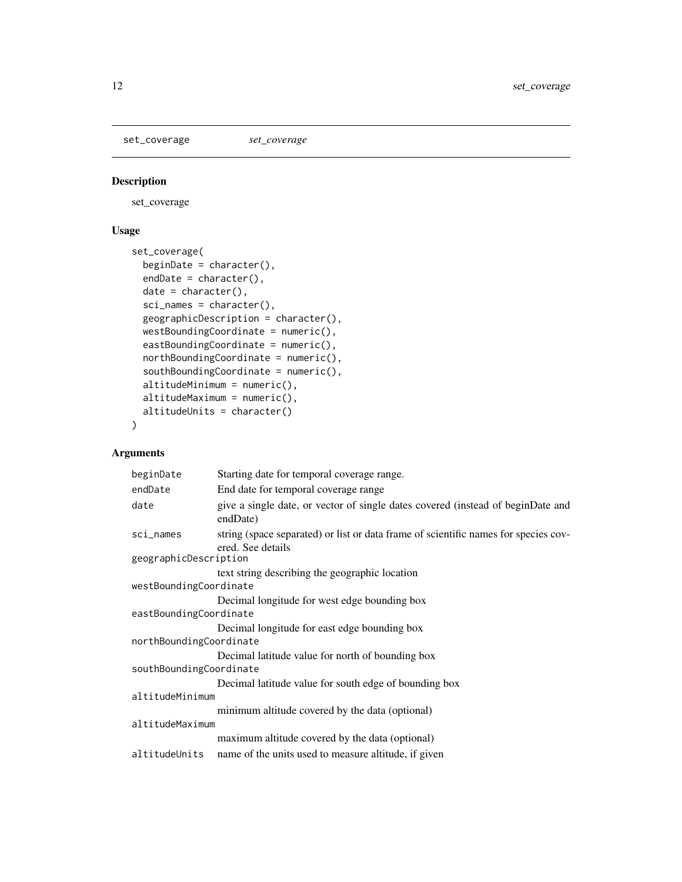## set_coverage *set_coverage*

### Description

set_coverage

### Usage

```
set_coverage(
  beginDate = character(),
  endDate = character(),
  date = character(),
  sci_names = character(),
  geographicDescription = character(),
  westBoundingCoordinate = numeric(),
  eastBoundingCoordinate = numeric(),
  northBoundingCoordinate = numeric(),
  southBoundingCoordinate = numeric(),
  altitudeMinimum = numeric(),
  altitudeMaximum = numeric(),
  altitudeUnits = character()
)
```

### Arguments

| Argument | Description |
| --- | --- |
| `beginDate` | Starting date for temporal coverage range. |
| `endDate` | End date for temporal coverage range |
| `date` | give a single date, or vector of single dates covered (instead of beginDate and endDate) |
| `sci_names` | string (space separated) or list or data frame of scientific names for species covered. See details |
| `geographicDescription` | text string describing the geographic location |
| `westBoundingCoordinate` | Decimal longitude for west edge bounding box |
| `eastBoundingCoordinate` | Decimal longitude for east edge bounding box |
| `northBoundingCoordinate` | Decimal latitude value for north of bounding box |
| `southBoundingCoordinate` | Decimal latitude value for south edge of bounding box |
| `altitudeMinimum` | minimum altitude covered by the data (optional) |
| `altitudeMaximum` | maximum altitude covered by the data (optional) |
| `altitudeUnits` | name of the units used to measure altitude, if given |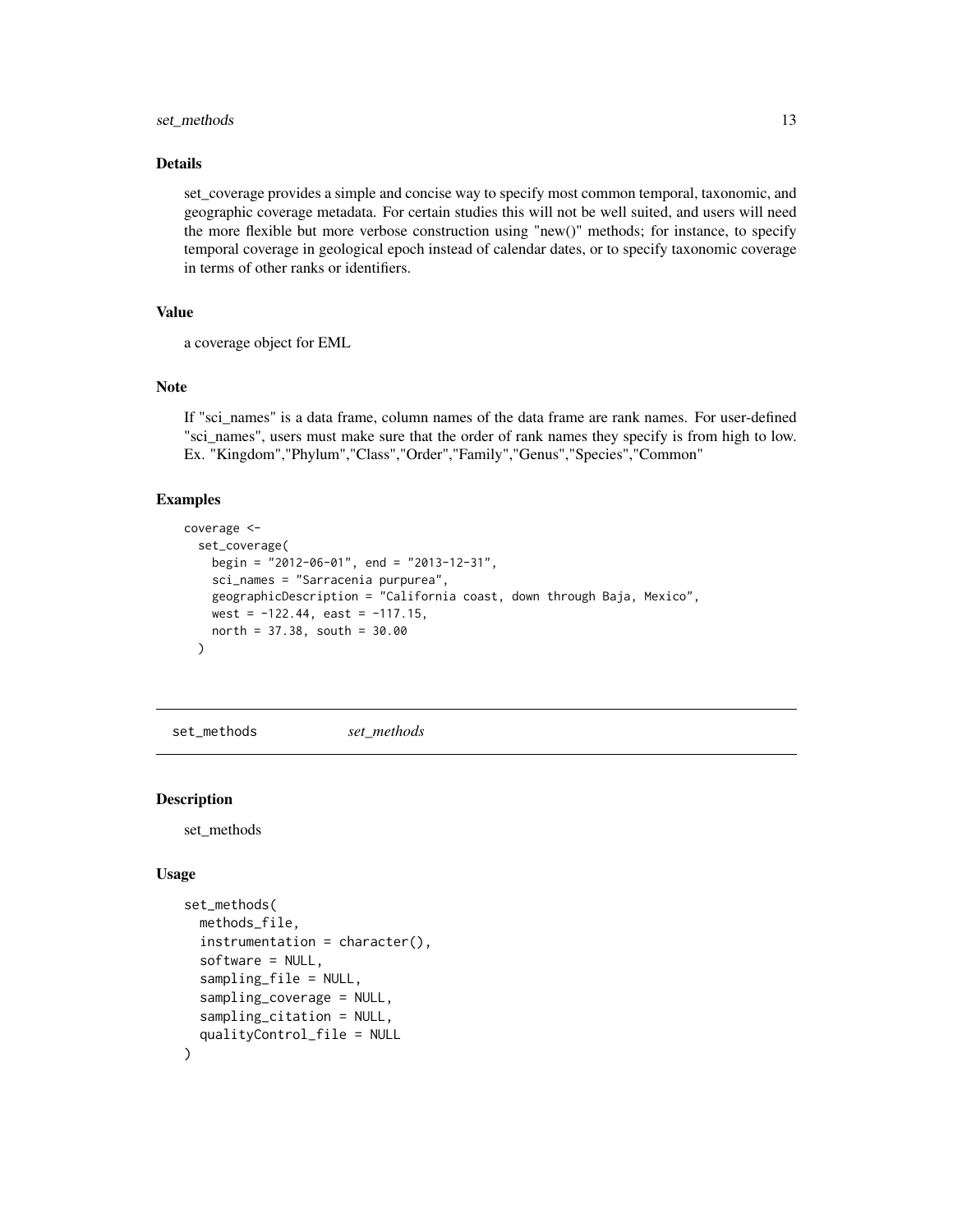### Details

set_coverage provides a simple and concise way to specify most common temporal, taxonomic, and geographic coverage metadata. For certain studies this will not be well suited, and users will need the more flexible but more verbose construction using "new()" methods; for instance, to specify temporal coverage in geological epoch instead of calendar dates, or to specify taxonomic coverage in terms of other ranks or identifiers.

### Value

a coverage object for EML

### Note

If "sci_names" is a data frame, column names of the data frame are rank names. For user-defined "sci_names", users must make sure that the order of rank names they specify is from high to low. Ex. "Kingdom","Phylum","Class","Order","Family","Genus","Species","Common"

### Examples

```
coverage <-
  set_coverage(
    begin = "2012-06-01", end = "2013-12-31",
    sci_names = "Sarracenia purpurea",
    geographicDescription = "California coast, down through Baja, Mexico",
    west = -122.44, east = -117.15,
    north = 37.38, south = 30.00
  )
```

---

## set_methods &nbsp;&nbsp;&nbsp;&nbsp; *set_methods*

### Description

set_methods

### Usage

```
set_methods(
  methods_file,
  instrumentation = character(),
  software = NULL,
  sampling_file = NULL,
  sampling_coverage = NULL,
  sampling_citation = NULL,
  qualityControl_file = NULL
)
```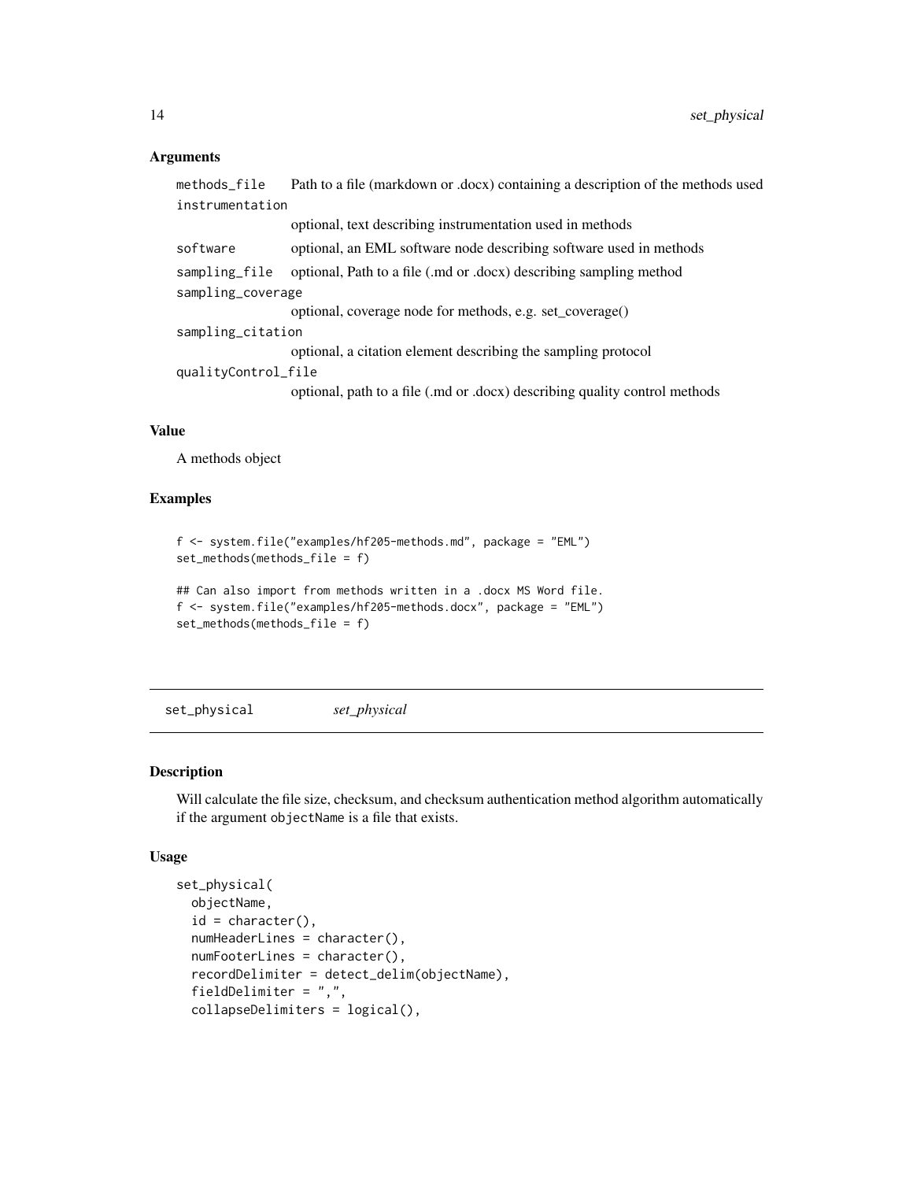## Arguments

- `methods_file` Path to a file (markdown or .docx) containing a description of the methods used
- `instrumentation` optional, text describing instrumentation used in methods
- `software` optional, an EML software node describing software used in methods
- `sampling_file` optional, Path to a file (.md or .docx) describing sampling method
- `sampling_coverage` optional, coverage node for methods, e.g. set_coverage()
- `sampling_citation` optional, a citation element describing the sampling protocol
- `qualityControl_file` optional, path to a file (.md or .docx) describing quality control methods

## Value

A methods object

## Examples

```
f <- system.file("examples/hf205-methods.md", package = "EML")
set_methods(methods_file = f)

## Can also import from methods written in a .docx MS Word file.
f <- system.file("examples/hf205-methods.docx", package = "EML")
set_methods(methods_file = f)
```

---

# set_physical *set_physical*

## Description

Will calculate the file size, checksum, and checksum authentication method algorithm automatically if the argument `objectName` is a file that exists.

## Usage

```
set_physical(
  objectName,
  id = character(),
  numHeaderLines = character(),
  numFooterLines = character(),
  recordDelimiter = detect_delim(objectName),
  fieldDelimiter = ",",
  collapseDelimiters = logical(),
```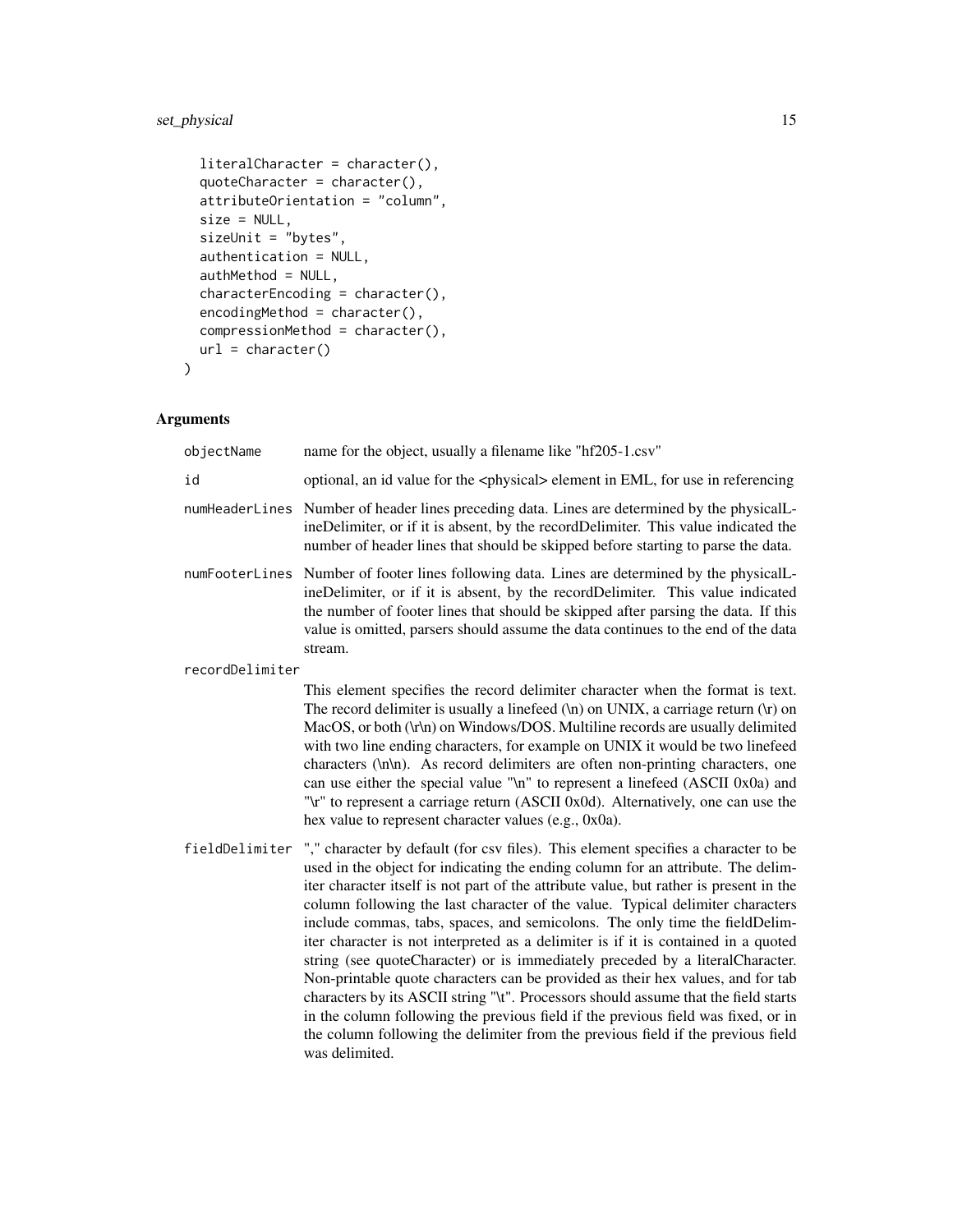```
  literalCharacter = character(),
  quoteCharacter = character(),
  attributeOrientation = "column",
  size = NULL,
  sizeUnit = "bytes",
  authentication = NULL,
  authMethod = NULL,
  characterEncoding = character(),
  encodingMethod = character(),
  compressionMethod = character(),
  url = character()
)
```

## Arguments

| | |
|---|---|
| objectName | name for the object, usually a filename like "hf205-1.csv" |
| id | optional, an id value for the <physical> element in EML, for use in referencing |
| numHeaderLines | Number of header lines preceding data. Lines are determined by the physicalLineDelimiter, or if it is absent, by the recordDelimiter. This value indicated the number of header lines that should be skipped before starting to parse the data. |
| numFooterLines | Number of footer lines following data. Lines are determined by the physicalLineDelimiter, or if it is absent, by the recordDelimiter. This value indicated the number of footer lines that should be skipped after parsing the data. If this value is omitted, parsers should assume the data continues to the end of the data stream. |
| recordDelimiter | This element specifies the record delimiter character when the format is text. The record delimiter is usually a linefeed (\n) on UNIX, a carriage return (\r) on MacOS, or both (\r\n) on Windows/DOS. Multiline records are usually delimited with two line ending characters, for example on UNIX it would be two linefeed characters (\n\n). As record delimiters are often non-printing characters, one can use either the special value "\n" to represent a linefeed (ASCII 0x0a) and "\r" to represent a carriage return (ASCII 0x0d). Alternatively, one can use the hex value to represent character values (e.g., 0x0a). |
| fieldDelimiter | "," character by default (for csv files). This element specifies a character to be used in the object for indicating the ending column for an attribute. The delimiter character itself is not part of the attribute value, but rather is present in the column following the last character of the value. Typical delimiter characters include commas, tabs, spaces, and semicolons. The only time the fieldDelimiter character is not interpreted as a delimiter is if it is contained in a quoted string (see quoteCharacter) or is immediately preceded by a literalCharacter. Non-printable quote characters can be provided as their hex values, and for tab characters by its ASCII string "\t". Processors should assume that the field starts in the column following the previous field if the previous field was fixed, or in the column following the delimiter from the previous field if the previous field was delimited. |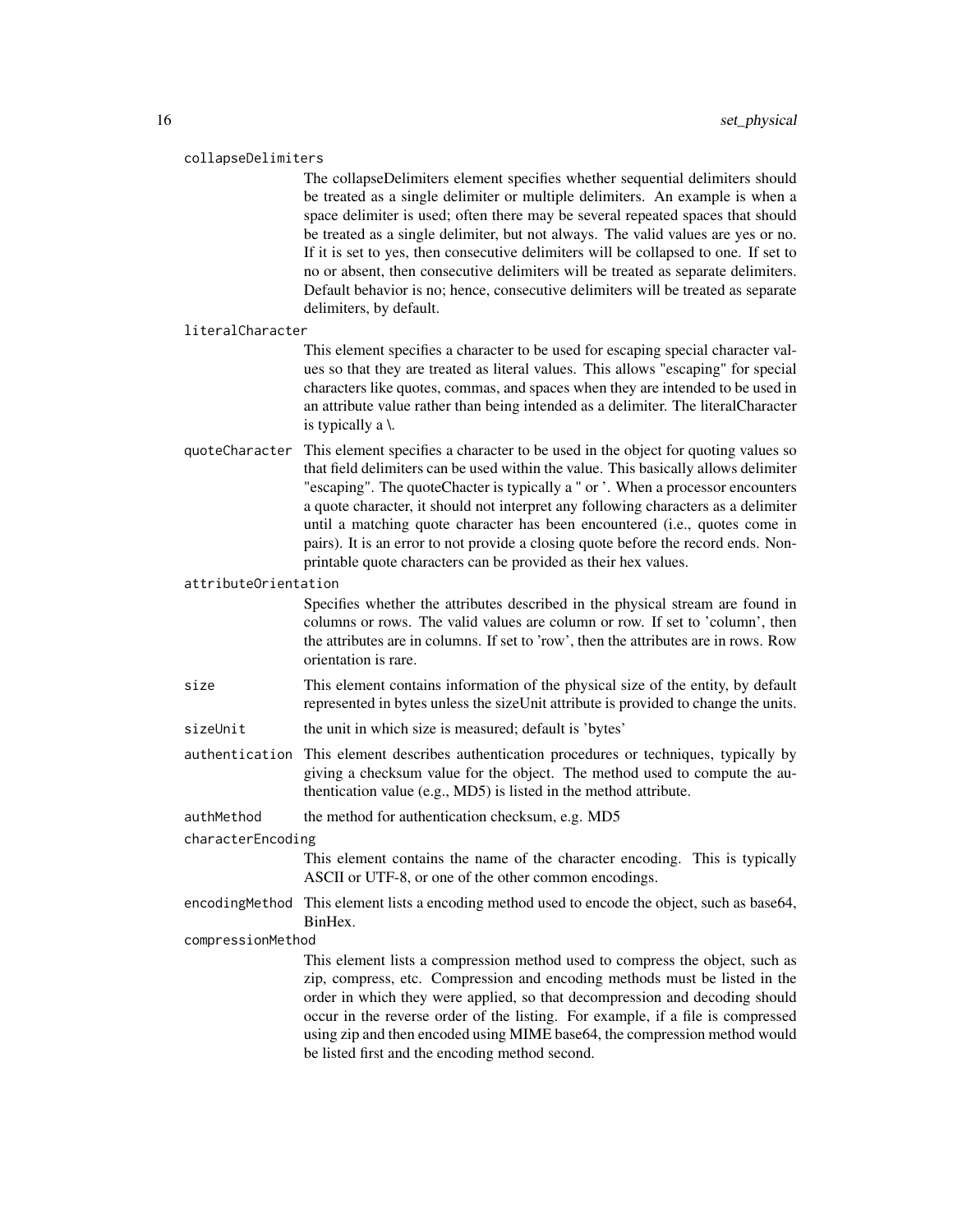`collapseDelimiters`
: The collapseDelimiters element specifies whether sequential delimiters should be treated as a single delimiter or multiple delimiters. An example is when a space delimiter is used; often there may be several repeated spaces that should be treated as a single delimiter, but not always. The valid values are yes or no. If it is set to yes, then consecutive delimiters will be collapsed to one. If set to no or absent, then consecutive delimiters will be treated as separate delimiters. Default behavior is no; hence, consecutive delimiters will be treated as separate delimiters, by default.

`literalCharacter`
: This element specifies a character to be used for escaping special character values so that they are treated as literal values. This allows "escaping" for special characters like quotes, commas, and spaces when they are intended to be used in an attribute value rather than being intended as a delimiter. The literalCharacter is typically a \.

`quoteCharacter`
: This element specifies a character to be used in the object for quoting values so that field delimiters can be used within the value. This basically allows delimiter "escaping". The quoteChacter is typically a " or '. When a processor encounters a quote character, it should not interpret any following characters as a delimiter until a matching quote character has been encountered (i.e., quotes come in pairs). It is an error to not provide a closing quote before the record ends. Non-printable quote characters can be provided as their hex values.

`attributeOrientation`
: Specifies whether the attributes described in the physical stream are found in columns or rows. The valid values are column or row. If set to 'column', then the attributes are in columns. If set to 'row', then the attributes are in rows. Row orientation is rare.

`size`
: This element contains information of the physical size of the entity, by default represented in bytes unless the sizeUnit attribute is provided to change the units.

`sizeUnit`
: the unit in which size is measured; default is 'bytes'

`authentication`
: This element describes authentication procedures or techniques, typically by giving a checksum value for the object. The method used to compute the authentication value (e.g., MD5) is listed in the method attribute.

`authMethod`
: the method for authentication checksum, e.g. MD5

`characterEncoding`
: This element contains the name of the character encoding. This is typically ASCII or UTF-8, or one of the other common encodings.

`encodingMethod`
: This element lists a encoding method used to encode the object, such as base64, BinHex.

`compressionMethod`
: This element lists a compression method used to compress the object, such as zip, compress, etc. Compression and encoding methods must be listed in the order in which they were applied, so that decompression and decoding should occur in the reverse order of the listing. For example, if a file is compressed using zip and then encoded using MIME base64, the compression method would be listed first and the encoding method second.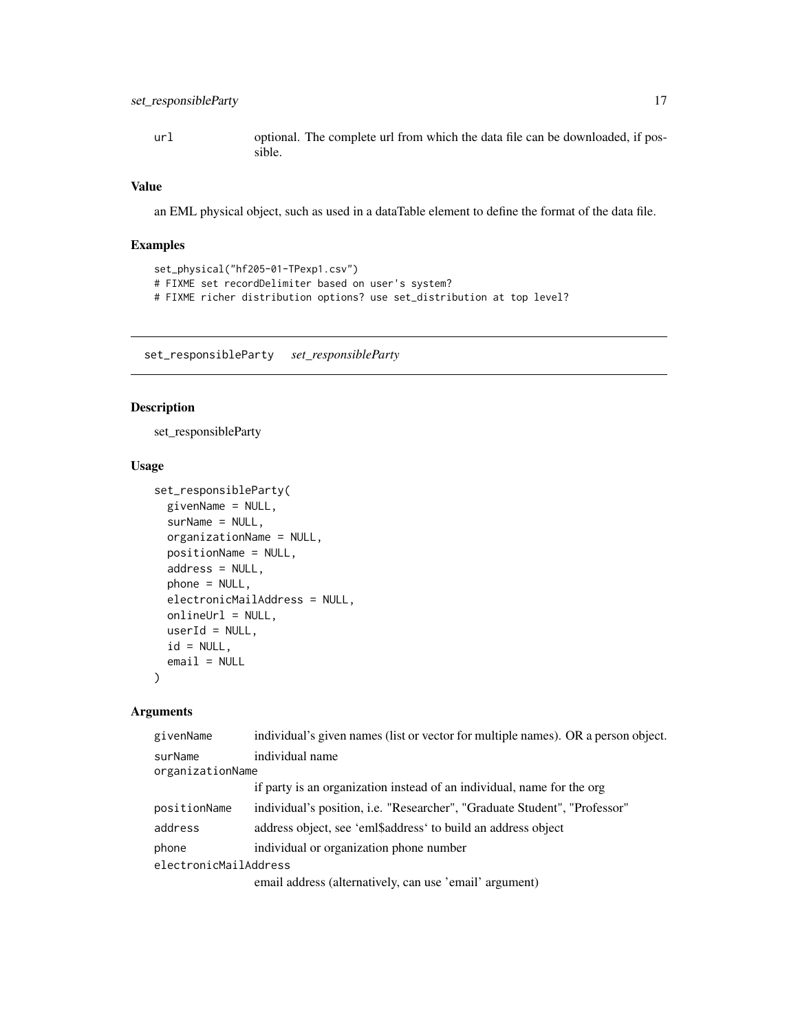| | |
|---|---|
| url | optional. The complete url from which the data file can be downloaded, if possible. |

### Value

an EML physical object, such as used in a dataTable element to define the format of the data file.

### Examples

```
set_physical("hf205-01-TPexp1.csv")
# FIXME set recordDelimiter based on user's system?
# FIXME richer distribution options? use set_distribution at top level?
```

---

## set_responsibleParty *set_responsibleParty*

---

### Description

set_responsibleParty

### Usage

```
set_responsibleParty(
  givenName = NULL,
  surName = NULL,
  organizationName = NULL,
  positionName = NULL,
  address = NULL,
  phone = NULL,
  electronicMailAddress = NULL,
  onlineUrl = NULL,
  userId = NULL,
  id = NULL,
  email = NULL
)
```

### Arguments

| | |
|---|---|
| givenName | individual's given names (list or vector for multiple names). OR a person object. |
| surName | individual name |
| organizationName | if party is an organization instead of an individual, name for the org |
| positionName | individual's position, i.e. "Researcher", "Graduate Student", "Professor" |
| address | address object, see 'eml$address' to build an address object |
| phone | individual or organization phone number |
| electronicMailAddress | email address (alternatively, can use 'email' argument) |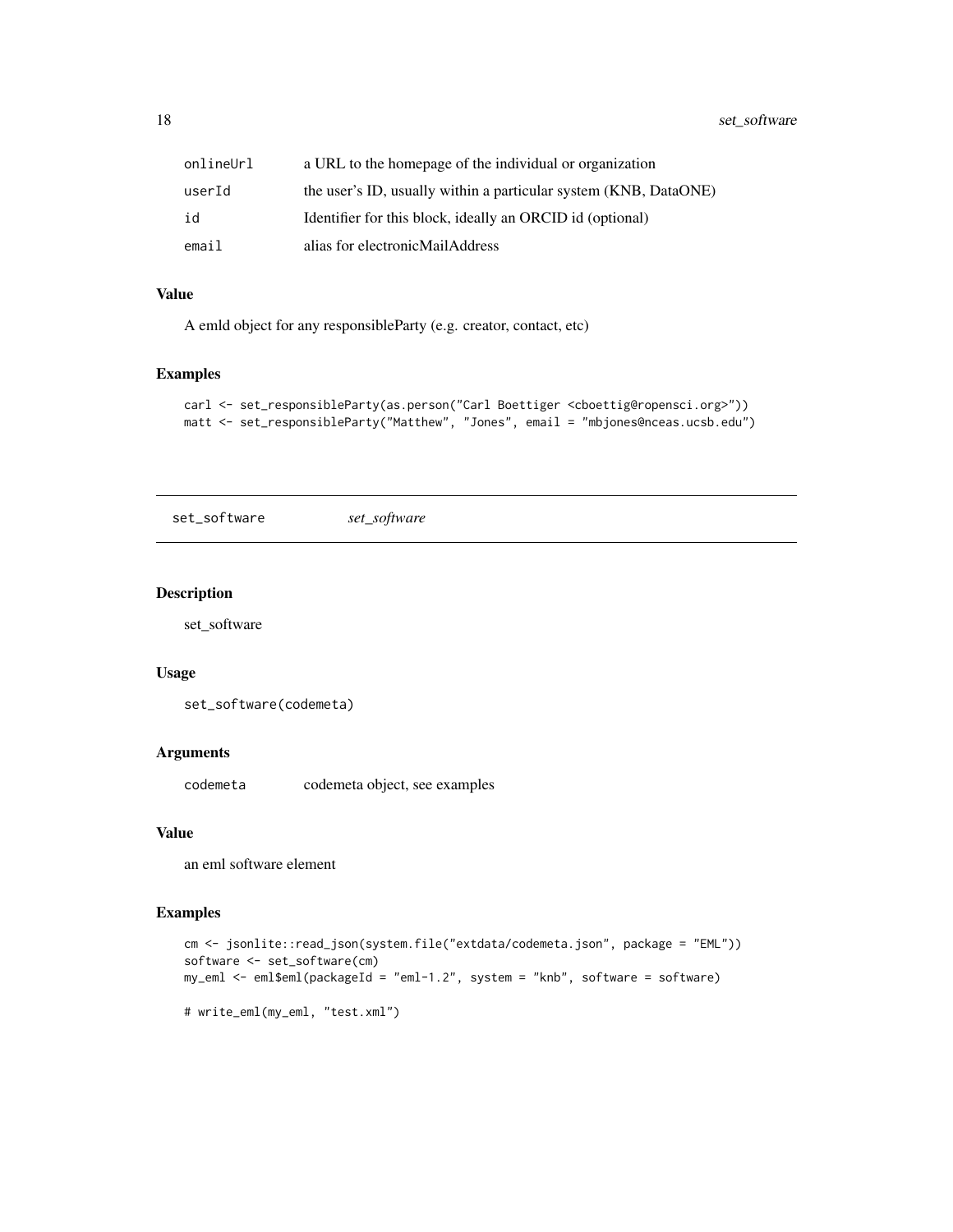| | |
|---|---|
| onlineUrl | a URL to the homepage of the individual or organization |
| userId | the user's ID, usually within a particular system (KNB, DataONE) |
| id | Identifier for this block, ideally an ORCID id (optional) |
| email | alias for electronicMailAddress |

### Value

A emld object for any responsibleParty (e.g. creator, contact, etc)

### Examples

```
carl <- set_responsibleParty(as.person("Carl Boettiger <cboettig@ropensci.org>"))
matt <- set_responsibleParty("Matthew", "Jones", email = "mbjones@nceas.ucsb.edu")
```

---

## set_software *set_software*

---

### Description

set_software

### Usage

```
set_software(codemeta)
```

### Arguments

| | |
|---|---|
| codemeta | codemeta object, see examples |

### Value

an eml software element

### Examples

```
cm <- jsonlite::read_json(system.file("extdata/codemeta.json", package = "EML"))
software <- set_software(cm)
my_eml <- eml$eml(packageId = "eml-1.2", system = "knb", software = software)

# write_eml(my_eml, "test.xml")
```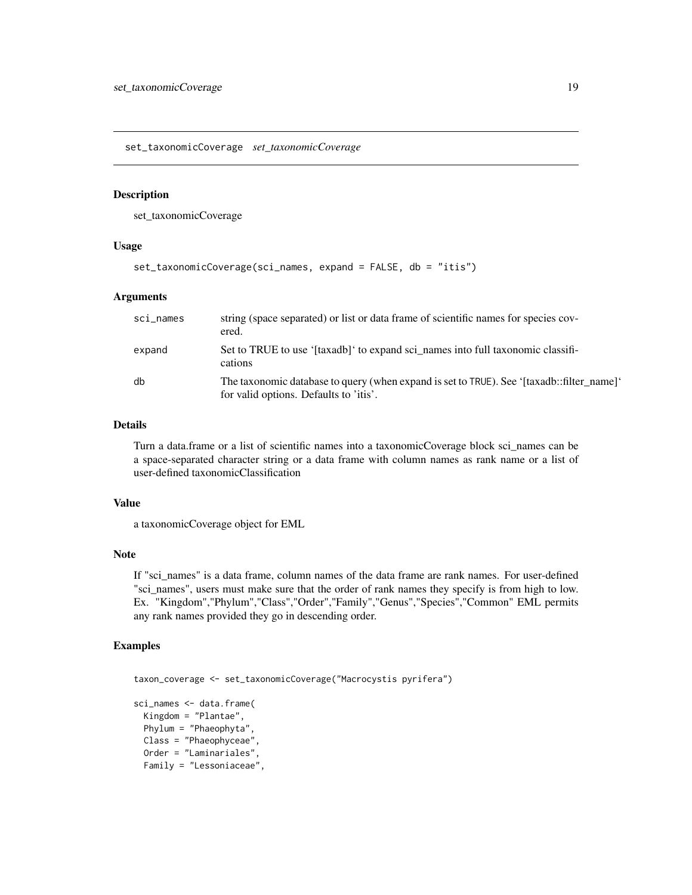## set_taxonomicCoverage *set_taxonomicCoverage*

### Description

set_taxonomicCoverage

### Usage

```
set_taxonomicCoverage(sci_names, expand = FALSE, db = "itis")
```

### Arguments

| | |
|---|---|
| sci_names | string (space separated) or list or data frame of scientific names for species covered. |
| expand | Set to TRUE to use '[taxadb]' to expand sci_names into full taxonomic classifications |
| db | The taxonomic database to query (when expand is set to TRUE). See '[taxadb::filter_name]' for valid options. Defaults to 'itis'. |

### Details

Turn a data.frame or a list of scientific names into a taxonomicCoverage block sci_names can be a space-separated character string or a data frame with column names as rank name or a list of user-defined taxonomicClassification

### Value

a taxonomicCoverage object for EML

### Note

If "sci_names" is a data frame, column names of the data frame are rank names. For user-defined "sci_names", users must make sure that the order of rank names they specify is from high to low. Ex. "Kingdom","Phylum","Class","Order","Family","Genus","Species","Common" EML permits any rank names provided they go in descending order.

### Examples

```
taxon_coverage <- set_taxonomicCoverage("Macrocystis pyrifera")

sci_names <- data.frame(
  Kingdom = "Plantae",
  Phylum = "Phaeophyta",
  Class = "Phaeophyceae",
  Order = "Laminariales",
  Family = "Lessoniaceae",
```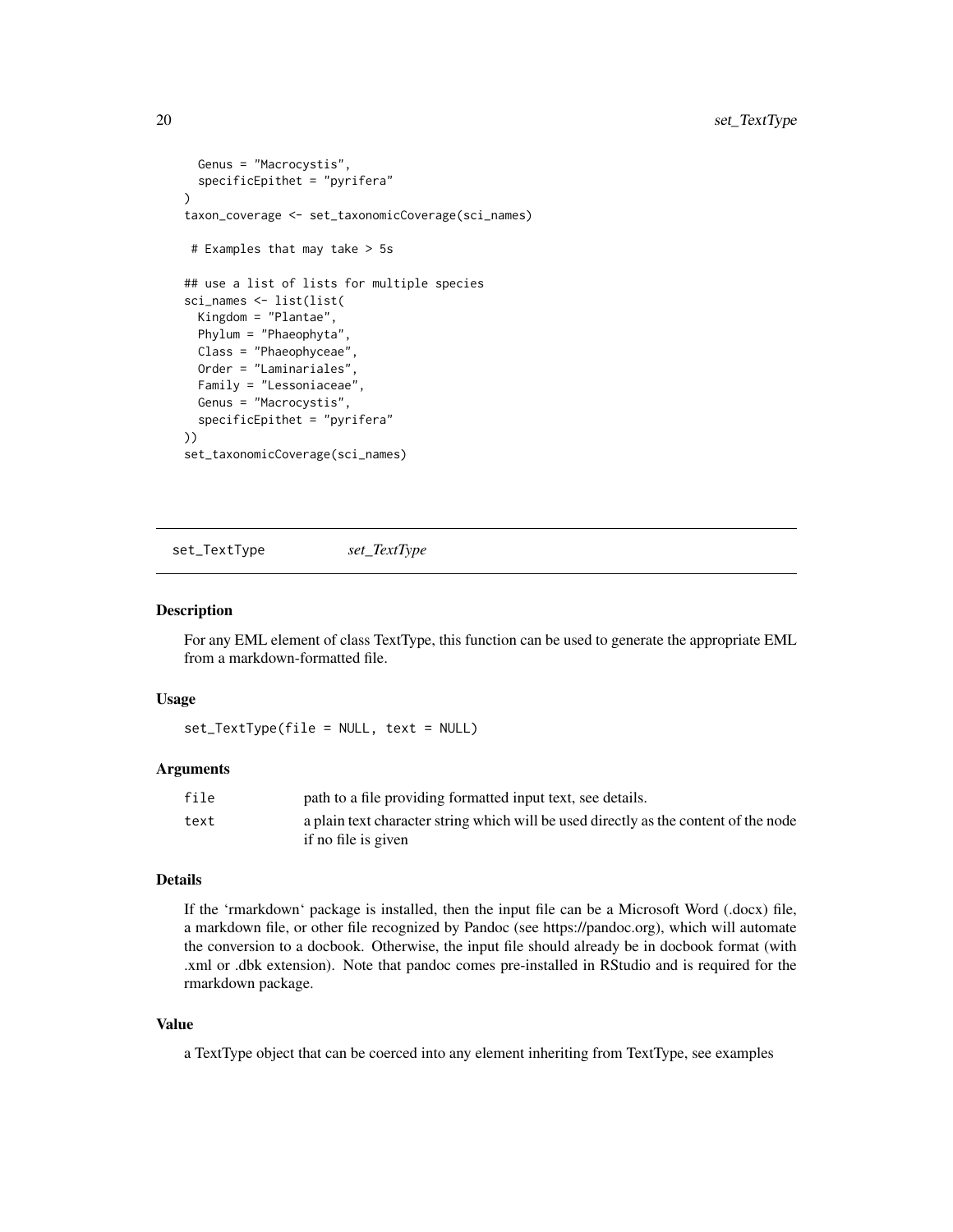```
  Genus = "Macrocystis",
  specificEpithet = "pyrifera"
)
taxon_coverage <- set_taxonomicCoverage(sci_names)

 # Examples that may take > 5s

## use a list of lists for multiple species
sci_names <- list(list(
  Kingdom = "Plantae",
  Phylum = "Phaeophyta",
  Class = "Phaeophyceae",
  Order = "Laminariales",
  Family = "Lessoniaceae",
  Genus = "Macrocystis",
  specificEpithet = "pyrifera"
))
set_taxonomicCoverage(sci_names)
```

---

## set_TextType *set_TextType*

---

### Description

For any EML element of class TextType, this function can be used to generate the appropriate EML from a markdown-formatted file.

### Usage

```
set_TextType(file = NULL, text = NULL)
```

### Arguments

| | |
|---|---|
| `file` | path to a file providing formatted input text, see details. |
| `text` | a plain text character string which will be used directly as the content of the node if no file is given |

### Details

If the 'rmarkdown' package is installed, then the input file can be a Microsoft Word (.docx) file, a markdown file, or other file recognized by Pandoc (see https://pandoc.org), which will automate the conversion to a docbook. Otherwise, the input file should already be in docbook format (with .xml or .dbk extension). Note that pandoc comes pre-installed in RStudio and is required for the rmarkdown package.

### Value

a TextType object that can be coerced into any element inheriting from TextType, see examples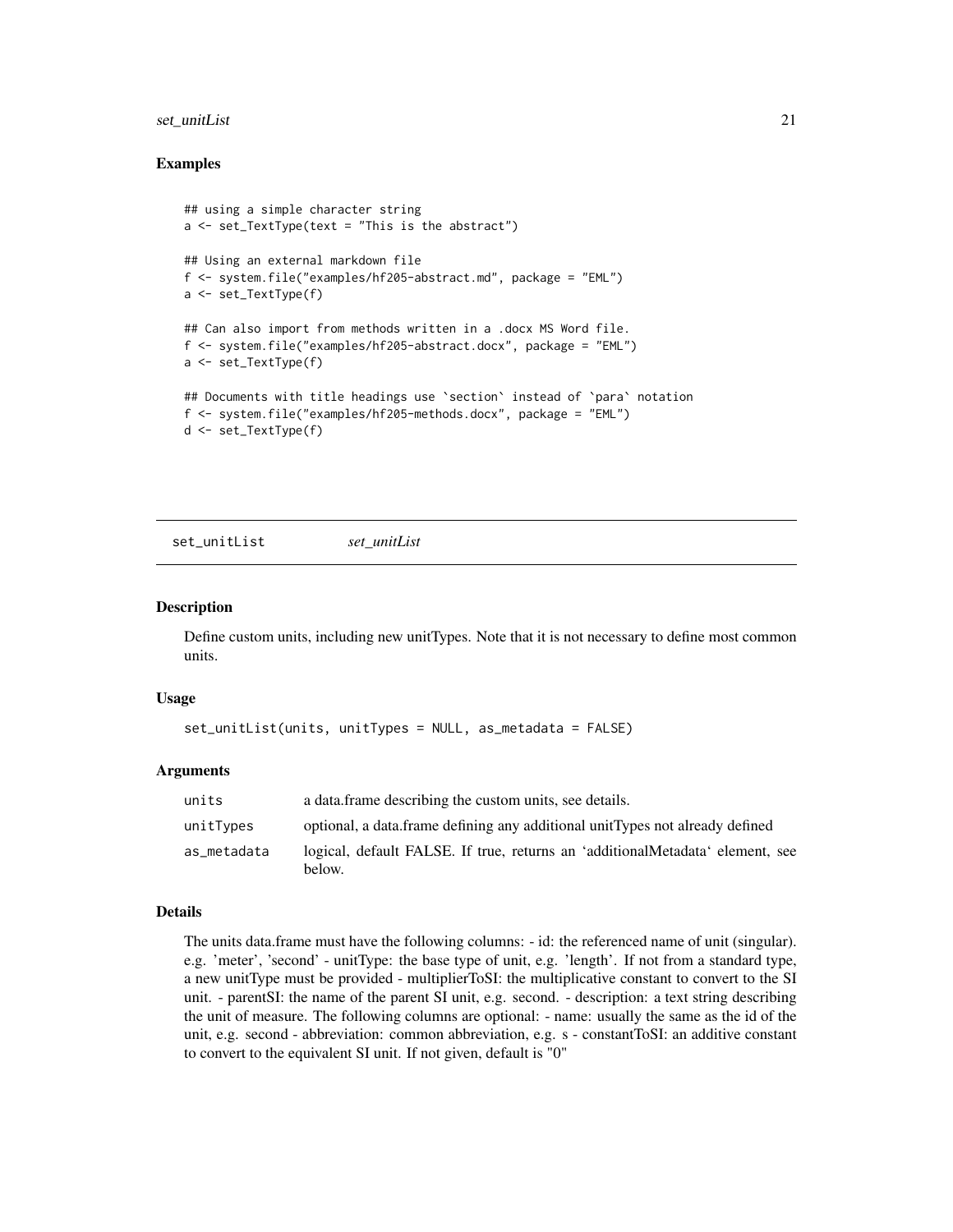## Examples

```
## using a simple character string
a <- set_TextType(text = "This is the abstract")

## Using an external markdown file
f <- system.file("examples/hf205-abstract.md", package = "EML")
a <- set_TextType(f)

## Can also import from methods written in a .docx MS Word file.
f <- system.file("examples/hf205-abstract.docx", package = "EML")
a <- set_TextType(f)

## Documents with title headings use `section` instead of `para` notation
f <- system.file("examples/hf205-methods.docx", package = "EML")
d <- set_TextType(f)
```

---

# set_unitList *set_unitList*

## Description

Define custom units, including new unitTypes. Note that it is not necessary to define most common units.

## Usage

```
set_unitList(units, unitTypes = NULL, as_metadata = FALSE)
```

## Arguments

| | |
|---|---|
| units | a data.frame describing the custom units, see details. |
| unitTypes | optional, a data.frame defining any additional unitTypes not already defined |
| as_metadata | logical, default FALSE. If true, returns an 'additionalMetadata' element, see below. |

## Details

The units data.frame must have the following columns: - id: the referenced name of unit (singular). e.g. 'meter', 'second' - unitType: the base type of unit, e.g. 'length'. If not from a standard type, a new unitType must be provided - multiplierToSI: the multiplicative constant to convert to the SI unit. - parentSI: the name of the parent SI unit, e.g. second. - description: a text string describing the unit of measure. The following columns are optional: - name: usually the same as the id of the unit, e.g. second - abbreviation: common abbreviation, e.g. s - constantToSI: an additive constant to convert to the equivalent SI unit. If not given, default is "0"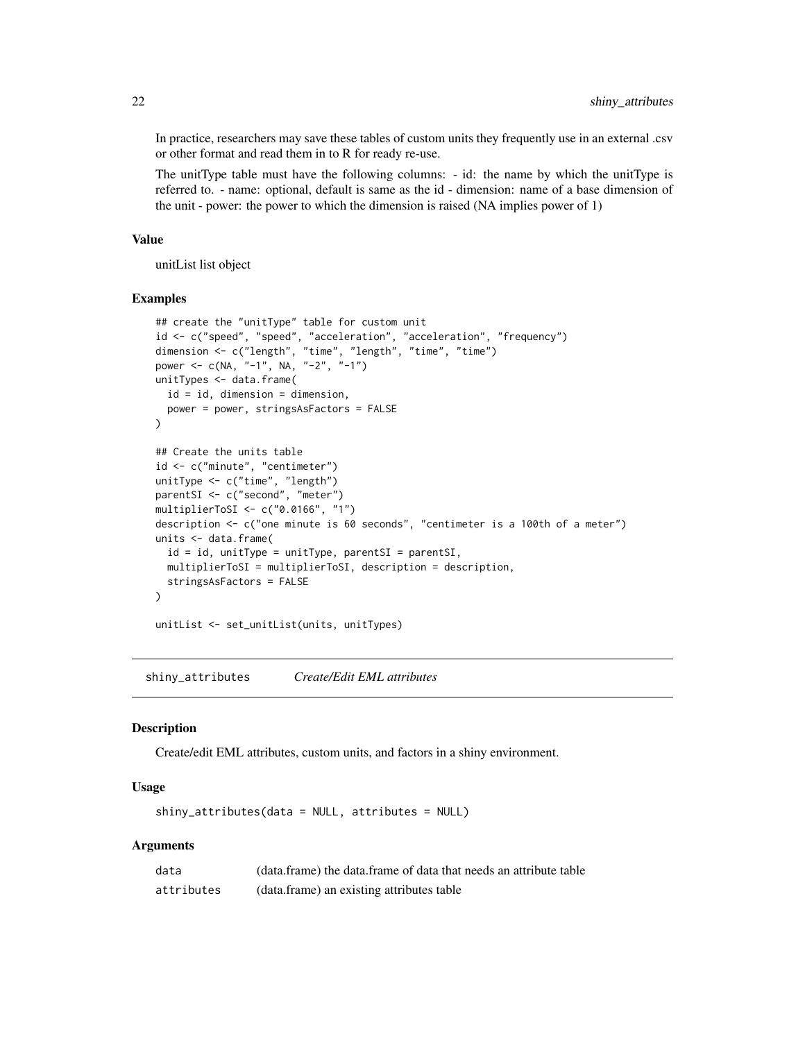In practice, researchers may save these tables of custom units they frequently use in an external .csv or other format and read them in to R for ready re-use.

The unitType table must have the following columns: - id: the name by which the unitType is referred to. - name: optional, default is same as the id - dimension: name of a base dimension of the unit - power: the power to which the dimension is raised (NA implies power of 1)

### Value

unitList list object

### Examples

```
## create the "unitType" table for custom unit
id <- c("speed", "speed", "acceleration", "acceleration", "frequency")
dimension <- c("length", "time", "length", "time", "time")
power <- c(NA, "-1", NA, "-2", "-1")
unitTypes <- data.frame(
  id = id, dimension = dimension,
  power = power, stringsAsFactors = FALSE
)

## Create the units table
id <- c("minute", "centimeter")
unitType <- c("time", "length")
parentSI <- c("second", "meter")
multiplierToSI <- c("0.0166", "1")
description <- c("one minute is 60 seconds", "centimeter is a 100th of a meter")
units <- data.frame(
  id = id, unitType = unitType, parentSI = parentSI,
  multiplierToSI = multiplierToSI, description = description,
  stringsAsFactors = FALSE
)

unitList <- set_unitList(units, unitTypes)
```

## shiny_attributes *Create/Edit EML attributes*

### Description

Create/edit EML attributes, custom units, and factors in a shiny environment.

### Usage

```
shiny_attributes(data = NULL, attributes = NULL)
```

### Arguments

| | |
|---|---|
| data | (data.frame) the data.frame of data that needs an attribute table |
| attributes | (data.frame) an existing attributes table |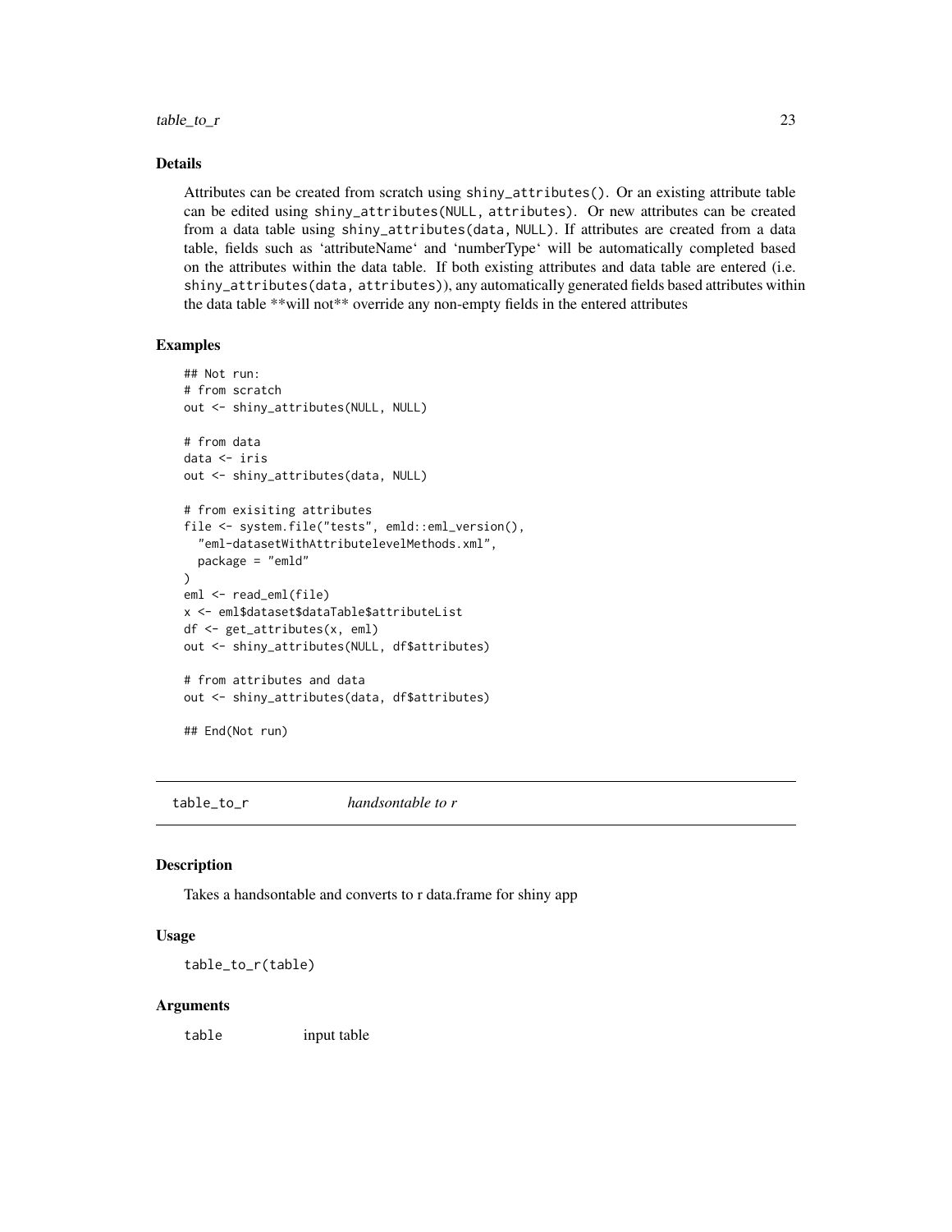### Details

Attributes can be created from scratch using `shiny_attributes()`. Or an existing attribute table can be edited using `shiny_attributes(NULL, attributes)`. Or new attributes can be created from a data table using `shiny_attributes(data, NULL)`. If attributes are created from a data table, fields such as 'attributeName' and 'numberType' will be automatically completed based on the attributes within the data table. If both existing attributes and data table are entered (i.e. `shiny_attributes(data, attributes)`), any automatically generated fields based attributes within the data table **will not** override any non-empty fields in the entered attributes

### Examples

```
## Not run:
# from scratch
out <- shiny_attributes(NULL, NULL)

# from data
data <- iris
out <- shiny_attributes(data, NULL)

# from exisiting attributes
file <- system.file("tests", emld::eml_version(),
  "eml-datasetWithAttributelevelMethods.xml",
  package = "emld"
)
eml <- read_eml(file)
x <- eml$dataset$dataTable$attributeList
df <- get_attributes(x, eml)
out <- shiny_attributes(NULL, df$attributes)

# from attributes and data
out <- shiny_attributes(data, df$attributes)

## End(Not run)
```

## table_to_r — *handsontable to r*

### Description

Takes a handsontable and converts to r data.frame for shiny app

### Usage

```
table_to_r(table)
```

### Arguments

| | |
|---|---|
| table | input table |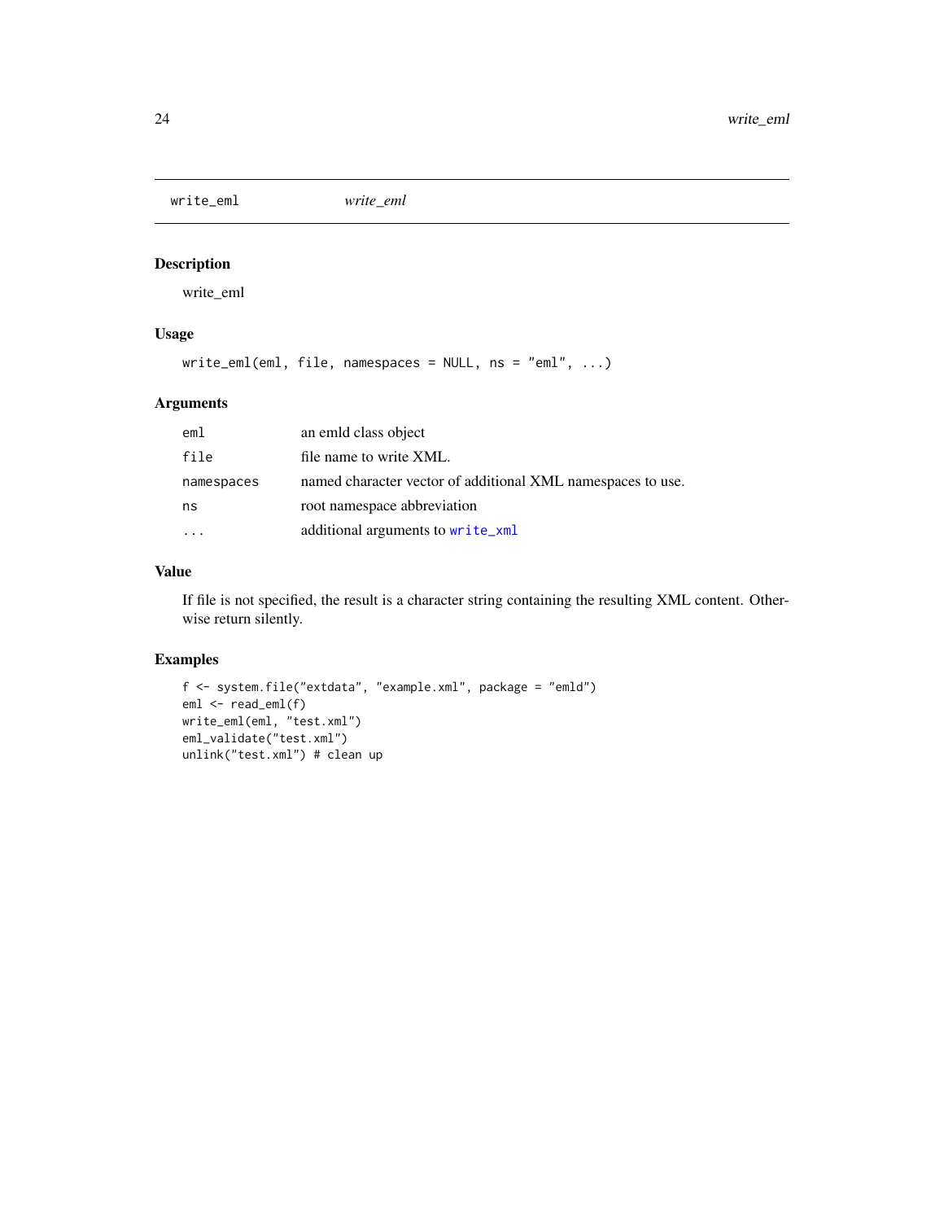write_eml *write_eml*

## Description

write_eml

## Usage

```
write_eml(eml, file, namespaces = NULL, ns = "eml", ...)
```

## Arguments

| | |
|---|---|
| `eml` | an emld class object |
| `file` | file name to write XML. |
| `namespaces` | named character vector of additional XML namespaces to use. |
| `ns` | root namespace abbreviation |
| `...` | additional arguments to `write_xml` |

## Value

If file is not specified, the result is a character string containing the resulting XML content. Otherwise return silently.

## Examples

```
f <- system.file("extdata", "example.xml", package = "emld")
eml <- read_eml(f)
write_eml(eml, "test.xml")
eml_validate("test.xml")
unlink("test.xml") # clean up
```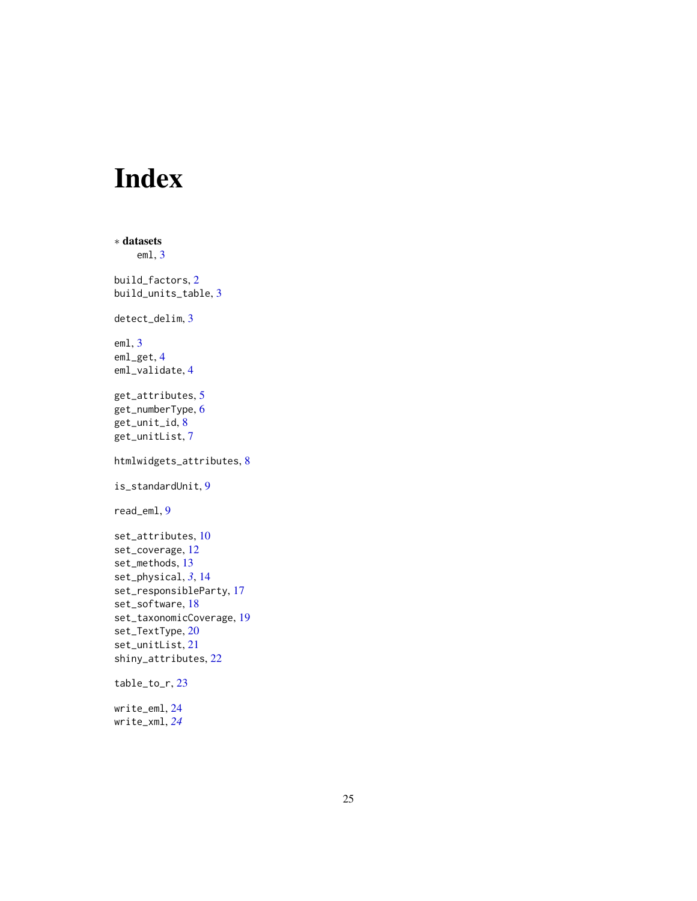# Index

∗ **datasets**
    eml, 3

build_factors, 2
build_units_table, 3

detect_delim, 3

eml, 3
eml_get, 4
eml_validate, 4

get_attributes, 5
get_numberType, 6
get_unit_id, 8
get_unitList, 7

htmlwidgets_attributes, 8

is_standardUnit, 9

read_eml, 9

set_attributes, 10
set_coverage, 12
set_methods, 13
set_physical, *3*, 14
set_responsibleParty, 17
set_software, 18
set_taxonomicCoverage, 19
set_TextType, 20
set_unitList, 21
shiny_attributes, 22

table_to_r, 23

write_eml, 24
write_xml, *24*